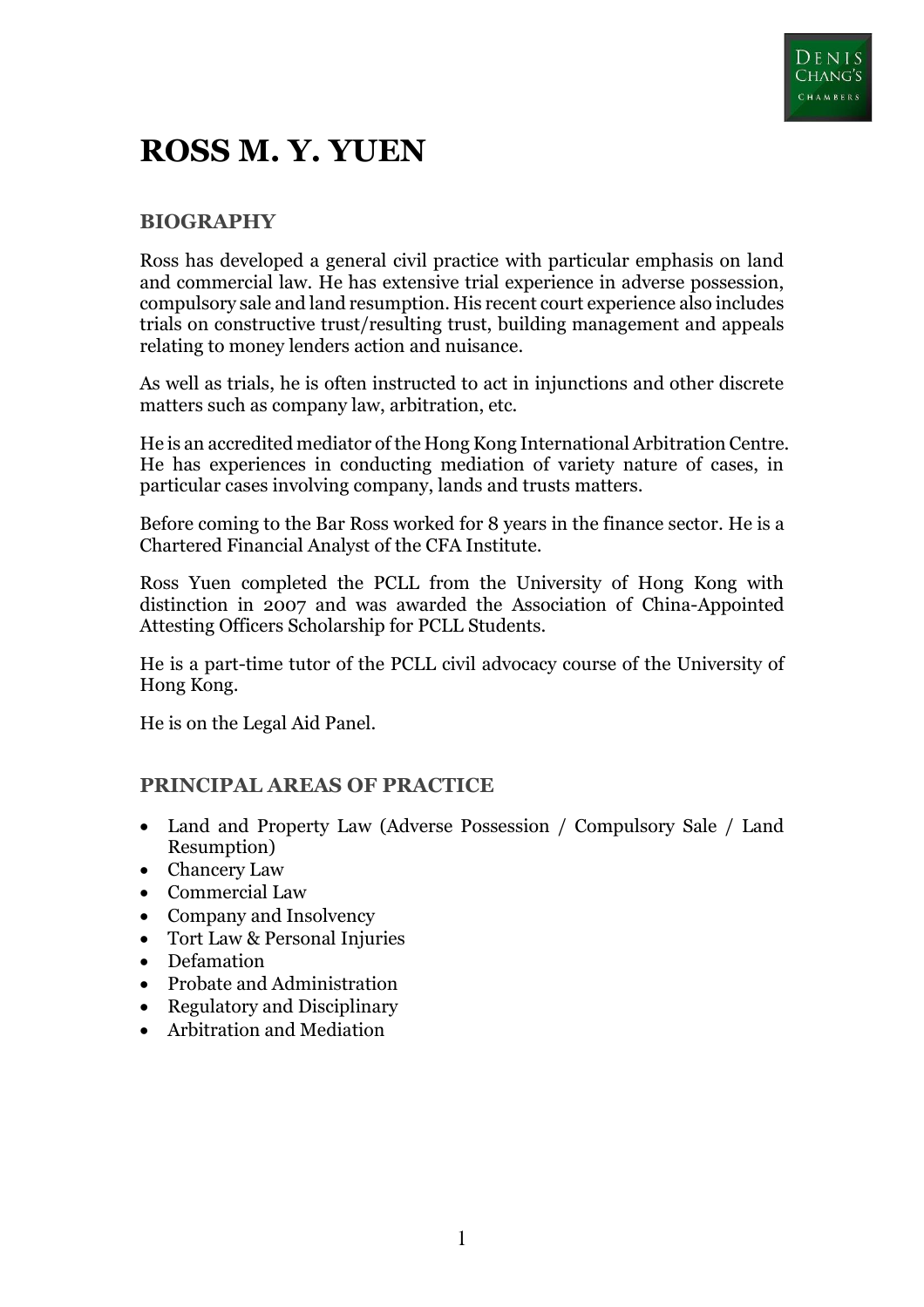# ROSS M. Y. YUEN

## BIOGRAPHY

Ross has developed a general civil practice with particular emphasis on land and commercial law. He has extensive trial experience in adverse possession, compulsory sale and land resumption. His recent court experience also includes trials on constructive trust/resulting trust, building management and appeals relating to money lenders action and nuisance.

As well as trials, he is often instructed to act in injunctions and other discrete matters such as company law, arbitration, etc.

He is an accredited mediator of the Hong Kong International Arbitration Centre. He has experiences in conducting mediation of variety nature of cases, in particular cases involving company, lands and trusts matters.

Before coming to the Bar Ross worked for 8 years in the finance sector. He is a Chartered Financial Analyst of the CFA Institute.

Ross Yuen completed the PCLL from the University of Hong Kong with distinction in 2007 and was awarded the Association of China-Appointed Attesting Officers Scholarship for PCLL Students.

He is a part-time tutor of the PCLL civil advocacy course of the University of Hong Kong.

He is on the Legal Aid Panel.

## PRINCIPAL AREAS OF PRACTICE

- Land and Property Law (Adverse Possession / Compulsory Sale / Land Resumption)
- Chancery Law
- Commercial Law
- Company and Insolvency
- Tort Law & Personal Injuries
- Defamation
- Probate and Administration
- Regulatory and Disciplinary
- Arbitration and Mediation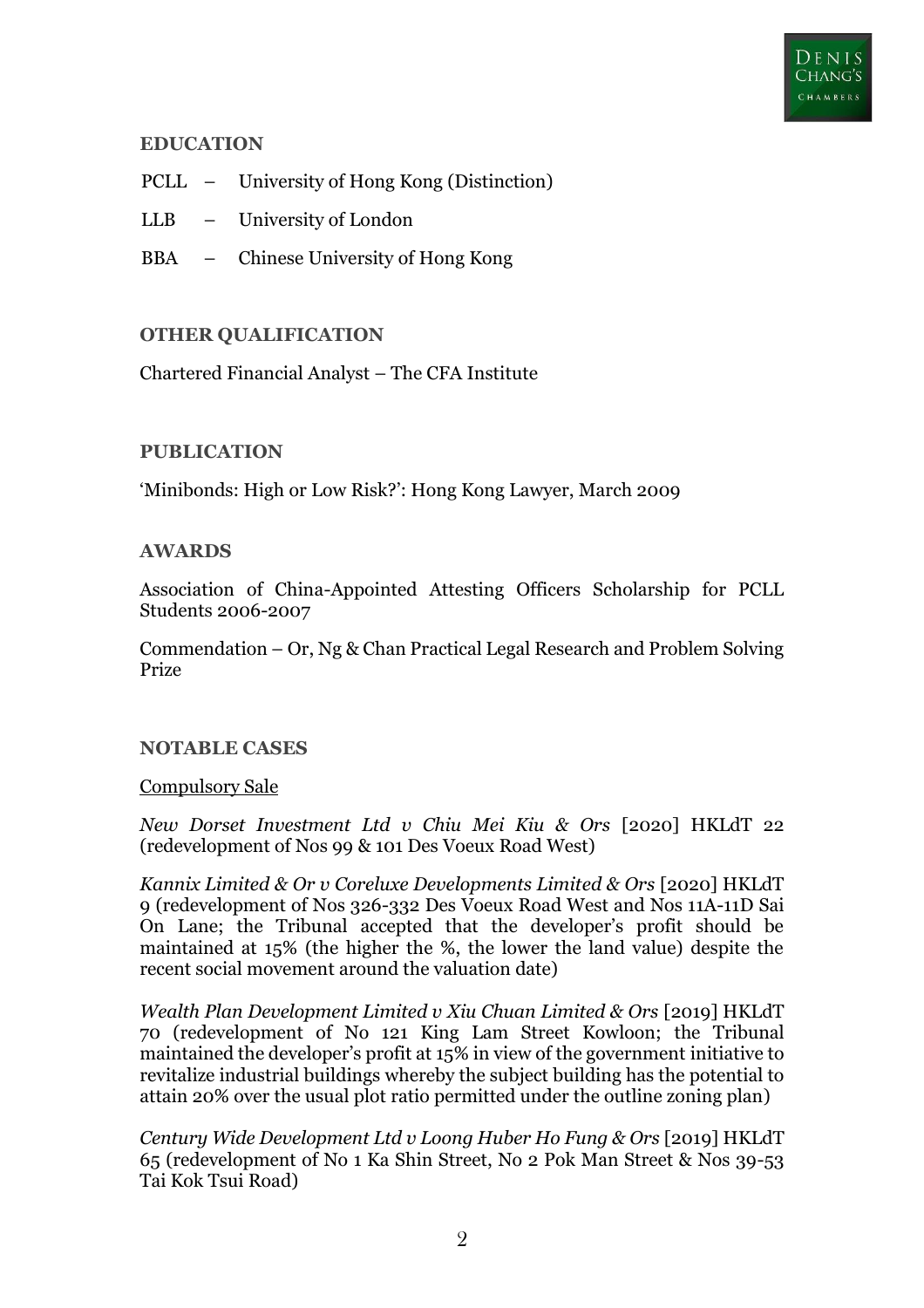## EDUCATION

PCLL – University of Hong Kong (Distinction)

LLB – University of London

BBA – Chinese University of Hong Kong

## OTHER QUALIFICATION

Chartered Financial Analyst – The CFA Institute

## PUBLICATION

'Minibonds: High or Low Risk?': Hong Kong Lawyer, March 2009

## AWARDS

Association of China-Appointed Attesting Officers Scholarship for PCLL Students 2006-2007

Commendation – Or, Ng & Chan Practical Legal Research and Problem Solving Prize

## NOTABLE CASES

Compulsory Sale

*New Dorset Investment Ltd v Chiu Mei Kiu & Ors* [2020] HKLdT 22 (redevelopment of Nos 99 & 101 Des Voeux Road West)

*Kannix Limited & Or v Coreluxe Developments Limited & Ors* [2020] HKLdT 9 (redevelopment of Nos 326-332 Des Voeux Road West and Nos 11A-11D Sai On Lane; the Tribunal accepted that the developer's profit should be maintained at 15% (the higher the %, the lower the land value) despite the recent social movement around the valuation date)

*Wealth Plan Development Limited v Xiu Chuan Limited & Ors* [2019] HKLdT 70 (redevelopment of No 121 King Lam Street Kowloon; the Tribunal maintained the developer's profit at 15% in view of the government initiative to revitalize industrial buildings whereby the subject building has the potential to attain 20% over the usual plot ratio permitted under the outline zoning plan)

*Century Wide Development Ltd v Loong Huber Ho Fung & Ors* [2019] HKLdT 65 (redevelopment of No 1 Ka Shin Street, No 2 Pok Man Street & Nos 39-53 Tai Kok Tsui Road)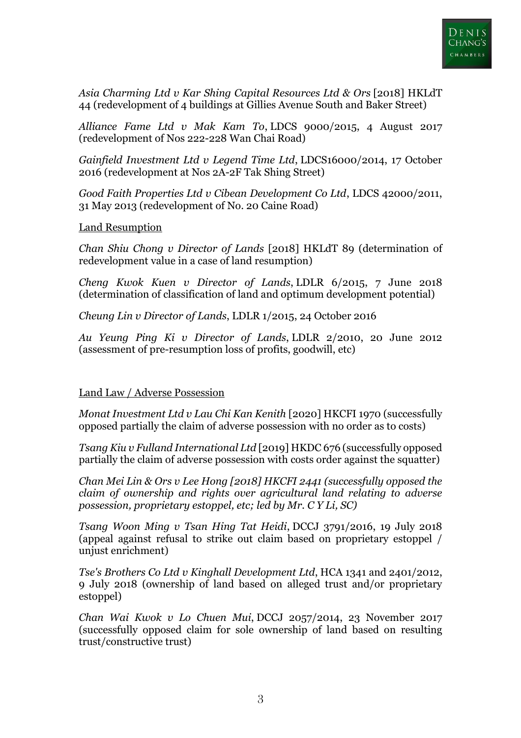*Asia Charming Ltd v Kar Shing Capital Resources Ltd & Ors* [2018] HKLdT 44 (redevelopment of 4 buildings at Gillies Avenue South and Baker Street)

*Alliance Fame Ltd v Mak Kam To*, LDCS 9000/2015, 4 August 2017 (redevelopment of Nos 222-228 Wan Chai Road)

*Gainfield Investment Ltd v Legend Time Ltd*, LDCS16000/2014, 17 October 2016 (redevelopment at Nos 2A-2F Tak Shing Street)

*Good Faith Properties Ltd v Cibean Development Co Ltd*, LDCS 42000/2011, 31 May 2013 (redevelopment of No. 20 Caine Road)

<u>Land Resumption</u>

*Chan Shiu Chong v Director of Lands* [2018] HKLdT 89 (determination of redevelopment value in a case of land resumption)

*Cheng Kwok Kuen v Director of Lands*, LDLR 6/2015, 7 June 2018 (determination of classification of land and optimum development potential)

*Cheung Lin v Director of Lands*, LDLR 1/2015, 24 October 2016

*Au Yeung Ping Ki v Director of Lands*, LDLR 2/2010, 20 June 2012 (assessment of pre-resumption loss of profits, goodwill, etc)

<u>Land Law / Adverse Possession</u>

*Monat Investment Ltd v Lau Chi Kan Kenith* [2020] HKCFI 1970 (successfully opposed partially the claim of adverse possession with no order as to costs)

*Tsang Kiu v Fulland International Ltd* [2019] HKDC 676 (successfully opposed partially the claim of adverse possession with costs order against the squatter)

*Chan Mei Lin & Ors v Lee Hong [2018] HKCFI 2441 (successfully opposed the claim of ownership and rights over agricultural land relating to adverse possession, proprietary estoppel, etc; led by Mr. C Y Li, SC)*

*Tsang Woon Ming v Tsan Hing Tat Heidi*, DCCJ 3791/2016, 19 July 2018 (appeal against refusal to strike out claim based on proprietary estoppel / unjust enrichment)

*Tse's Brothers Co Ltd v Kinghall Development Ltd*, HCA 1341 and 2401/2012, 9 July 2018 (ownership of land based on alleged trust and/or proprietary estoppel)

*Chan Wai Kwok v Lo Chuen Mui*, DCCJ 2057/2014, 23 November 2017 (successfully opposed claim for sole ownership of land based on resulting trust/constructive trust)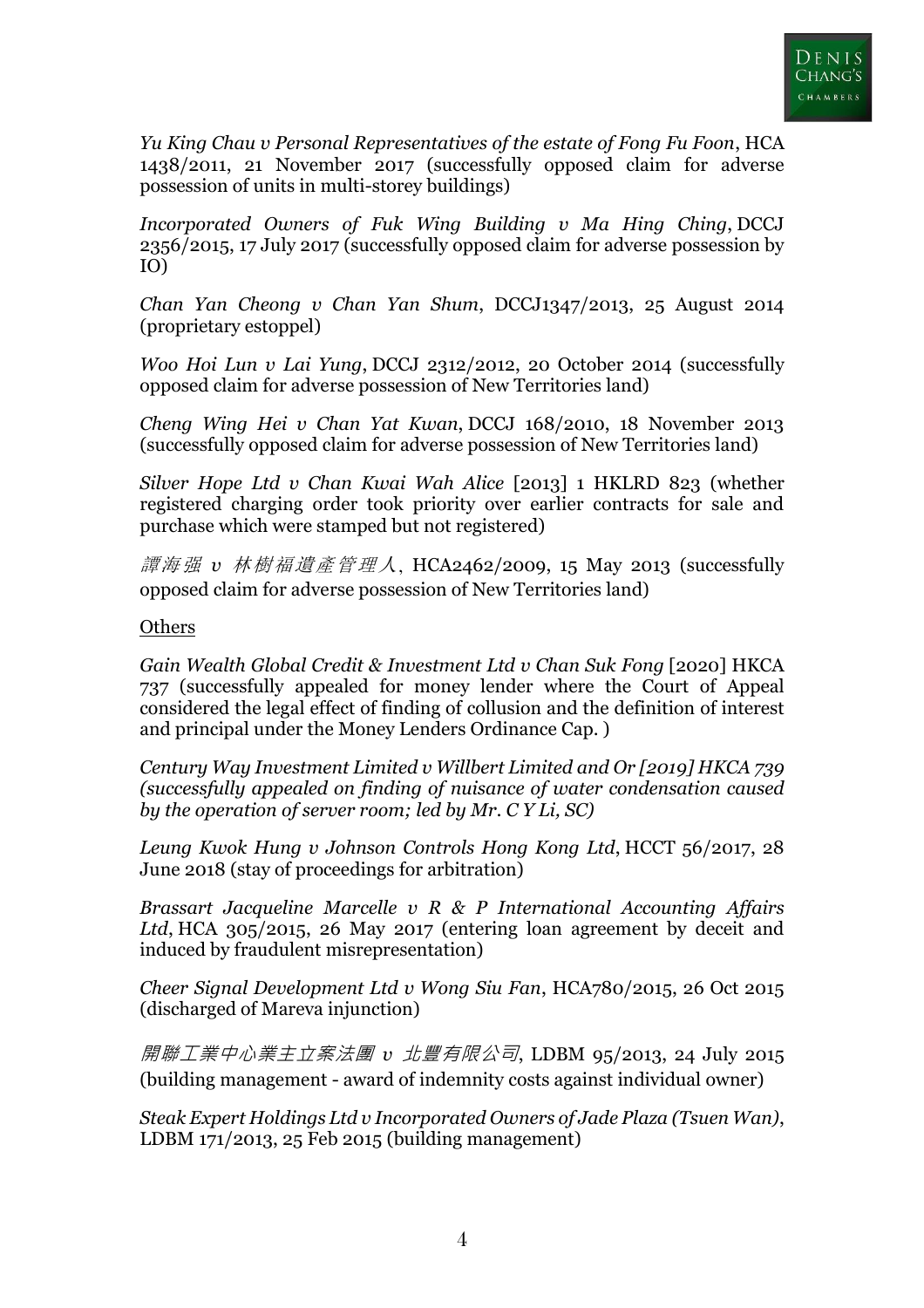*Yu King Chau v Personal Representatives of the estate of Fong Fu Foon*, HCA 1438/2011, 21 November 2017 (successfully opposed claim for adverse possession of units in multi-storey buildings)

*Incorporated Owners of Fuk Wing Building v Ma Hing Ching*, DCCJ 2356/2015, 17 July 2017 (successfully opposed claim for adverse possession by IO)

*Chan Yan Cheong v Chan Yan Shum*, DCCJ1347/2013, 25 August 2014 (proprietary estoppel)

*Woo Hoi Lun v Lai Yung*, DCCJ 2312/2012, 20 October 2014 (successfully opposed claim for adverse possession of New Territories land)

*Cheng Wing Hei v Chan Yat Kwan*, DCCJ 168/2010, 18 November 2013 (successfully opposed claim for adverse possession of New Territories land)

*Silver Hope Ltd v Chan Kwai Wah Alice* [2013] 1 HKLRD 823 (whether registered charging order took priority over earlier contracts for sale and purchase which were stamped but not registered)

*譚海强 v 林樹福遺產管理人*, HCA2462/2009, 15 May 2013 (successfully opposed claim for adverse possession of New Territories land)

Others

*Gain Wealth Global Credit & Investment Ltd v Chan Suk Fong* [2020] HKCA 737 (successfully appealed for money lender where the Court of Appeal considered the legal effect of finding of collusion and the definition of interest and principal under the Money Lenders Ordinance Cap. )

*Century Way Investment Limited v Willbert Limited and Or [2019] HKCA 739 (successfully appealed on finding of nuisance of water condensation caused by the operation of server room; led by Mr. C Y Li, SC)*

*Leung Kwok Hung v Johnson Controls Hong Kong Ltd*, HCCT 56/2017, 28 June 2018 (stay of proceedings for arbitration)

*Brassart Jacqueline Marcelle v R & P International Accounting Affairs Ltd*, HCA 305/2015, 26 May 2017 (entering loan agreement by deceit and induced by fraudulent misrepresentation)

*Cheer Signal Development Ltd v Wong Siu Fan*, HCA780/2015, 26 Oct 2015 (discharged of Mareva injunction)

*開聯工業中心業主立案法團 v 北豐有限公司*, LDBM 95/2013, 24 July 2015 (building management - award of indemnity costs against individual owner)

*Steak Expert Holdings Ltd v Incorporated Owners of Jade Plaza (Tsuen Wan)*, LDBM 171/2013, 25 Feb 2015 (building management)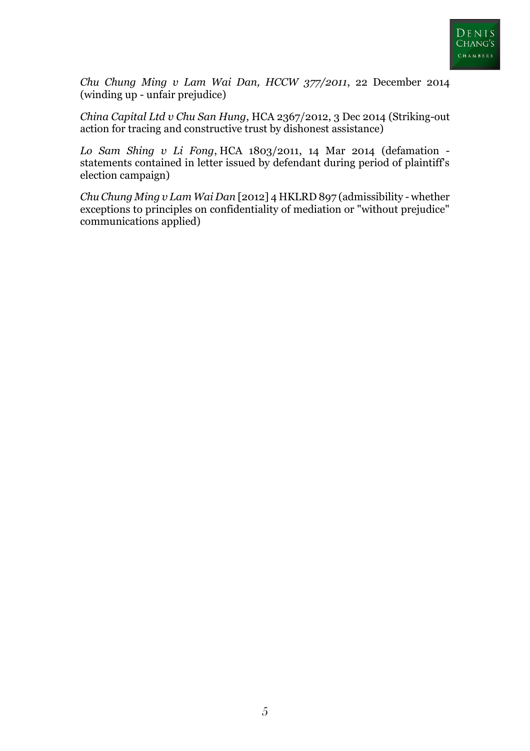*Chu Chung Ming v Lam Wai Dan, HCCW 377/2011*, 22 December 2014 (winding up - unfair prejudice)

*China Capital Ltd v Chu San Hung*, HCA 2367/2012, 3 Dec 2014 (Striking-out action for tracing and constructive trust by dishonest assistance)

*Lo Sam Shing v Li Fong*, HCA 1803/2011, 14 Mar 2014 (defamation - statements contained in letter issued by defendant during period of plaintiff's election campaign)

*Chu Chung Ming v Lam Wai Dan* [2012] 4 HKLRD 897 (admissibility - whether exceptions to principles on confidentiality of mediation or "without prejudice" communications applied)